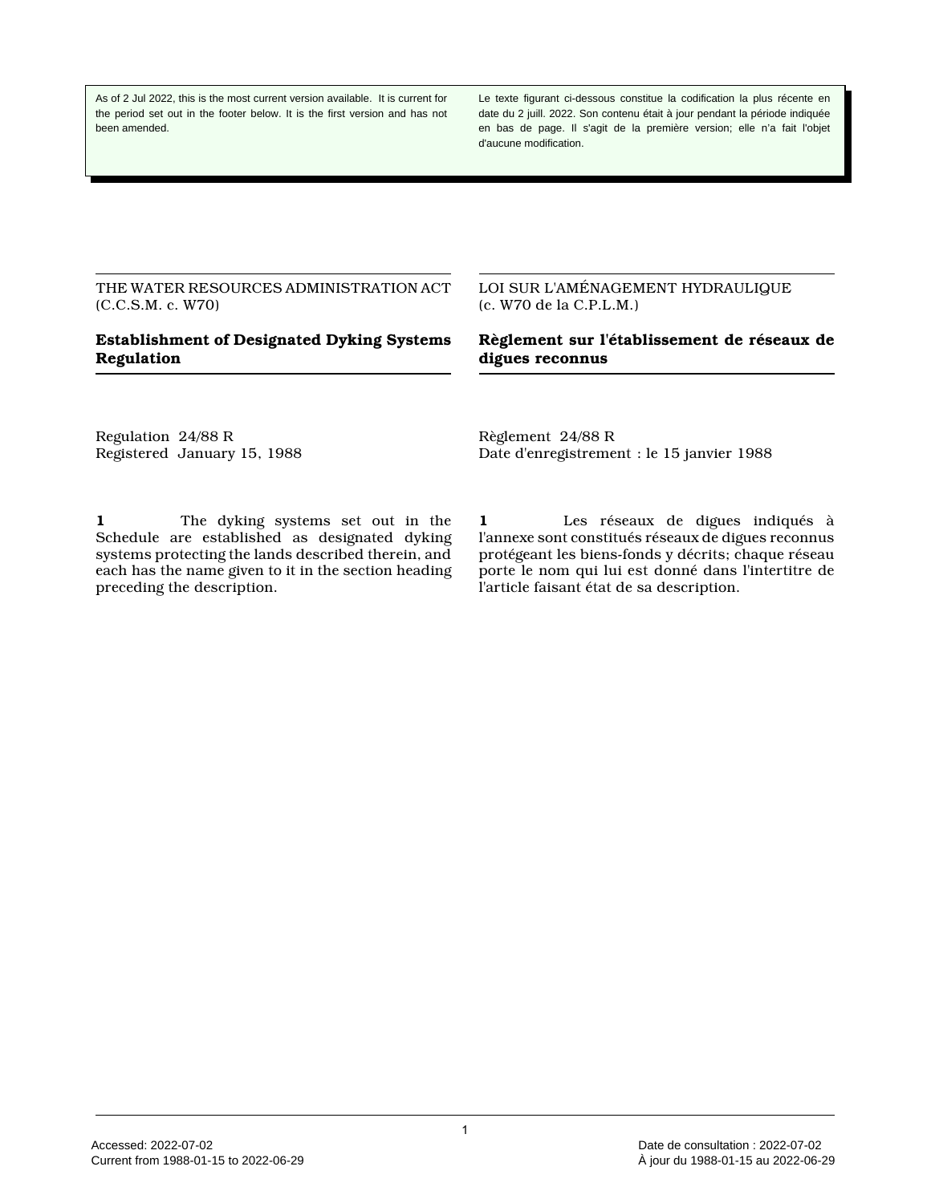As of 2 Jul 2022, this is the most current version available. It is current for the period set out in the footer below. It is the first version and has not been amended.

Le texte figurant ci-dessous constitue la codification la plus récente en date du 2 juill. 2022. Son contenu était à jour pendant la période indiquée en bas de page. Il s'agit de la première version; elle n'a fait l'objet d'aucune modification.

THE WATER RESOURCES ADMINISTRATION ACT (C.C.S.M. c. W70)

# Establishment of Designated Dyking Systems Regulation

Regulation 24/88 R
Registered January 15, 1988

**1** The dyking systems set out in the Schedule are established as designated dyking systems protecting the lands described therein, and each has the name given to it in the section heading preceding the description.

LOI SUR L'AMÉNAGEMENT HYDRAULIQUE (c. W70 de la C.P.L.M.)

# Règlement sur l'établissement de réseaux de digues reconnus

Règlement 24/88 R
Date d'enregistrement : le 15 janvier 1988

**1** Les réseaux de digues indiqués à l'annexe sont constitués réseaux de digues reconnus protégeant les biens-fonds y décrits; chaque réseau porte le nom qui lui est donné dans l'intertitre de l'article faisant état de sa description.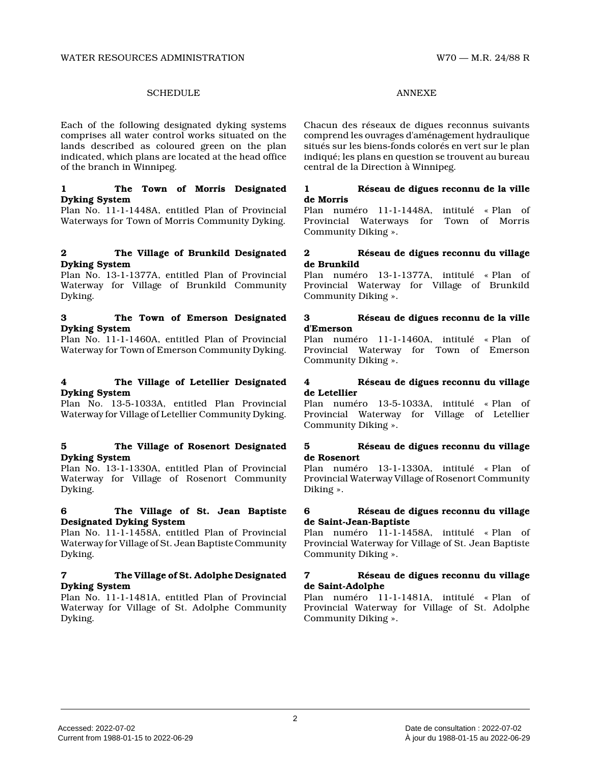## SCHEDULE

Each of the following designated dyking systems comprises all water control works situated on the lands described as coloured green on the plan indicated, which plans are located at the head office of the branch in Winnipeg.

**1 The Town of Morris Designated Dyking System**
Plan No. 11-1-1448A, entitled Plan of Provincial Waterways for Town of Morris Community Dyking.

**2 The Village of Brunkild Designated Dyking System**
Plan No. 13-1-1377A, entitled Plan of Provincial Waterway for Village of Brunkild Community Dyking.

**3 The Town of Emerson Designated Dyking System**
Plan No. 11-1-1460A, entitled Plan of Provincial Waterway for Town of Emerson Community Dyking.

**4 The Village of Letellier Designated Dyking System**
Plan No. 13-5-1033A, entitled Plan Provincial Waterway for Village of Letellier Community Dyking.

**5 The Village of Rosenort Designated Dyking System**
Plan No. 13-1-1330A, entitled Plan of Provincial Waterway for Village of Rosenort Community Dyking.

**6 The Village of St. Jean Baptiste Designated Dyking System**
Plan No. 11-1-1458A, entitled Plan of Provincial Waterway for Village of St. Jean Baptiste Community Dyking.

**7 The Village of St. Adolphe Designated Dyking System**
Plan No. 11-1-1481A, entitled Plan of Provincial Waterway for Village of St. Adolphe Community Dyking.

## ANNEXE

Chacun des réseaux de digues reconnus suivants comprend les ouvrages d'aménagement hydraulique situés sur les biens-fonds colorés en vert sur le plan indiqué; les plans en question se trouvent au bureau central de la Direction à Winnipeg.

**1 Réseau de digues reconnu de la ville de Morris**
Plan numéro 11-1-1448A, intitulé « Plan of Provincial Waterways for Town of Morris Community Diking ».

**2 Réseau de digues reconnu du village de Brunkild**
Plan numéro 13-1-1377A, intitulé « Plan of Provincial Waterway for Village of Brunkild Community Diking ».

**3 Réseau de digues reconnu de la ville d'Emerson**
Plan numéro 11-1-1460A, intitulé « Plan of Provincial Waterway for Town of Emerson Community Diking ».

**4 Réseau de digues reconnu du village de Letellier**
Plan numéro 13-5-1033A, intitulé « Plan of Provincial Waterway for Village of Letellier Community Diking ».

**5 Réseau de digues reconnu du village de Rosenort**
Plan numéro 13-1-1330A, intitulé « Plan of Provincial Waterway Village of Rosenort Community Diking ».

**6 Réseau de digues reconnu du village de Saint-Jean-Baptiste**
Plan numéro 11-1-1458A, intitulé « Plan of Provincial Waterway for Village of St. Jean Baptiste Community Diking ».

**7 Réseau de digues reconnu du village de Saint-Adolphe**
Plan numéro 11-1-1481A, intitulé « Plan of Provincial Waterway for Village of St. Adolphe Community Diking ».